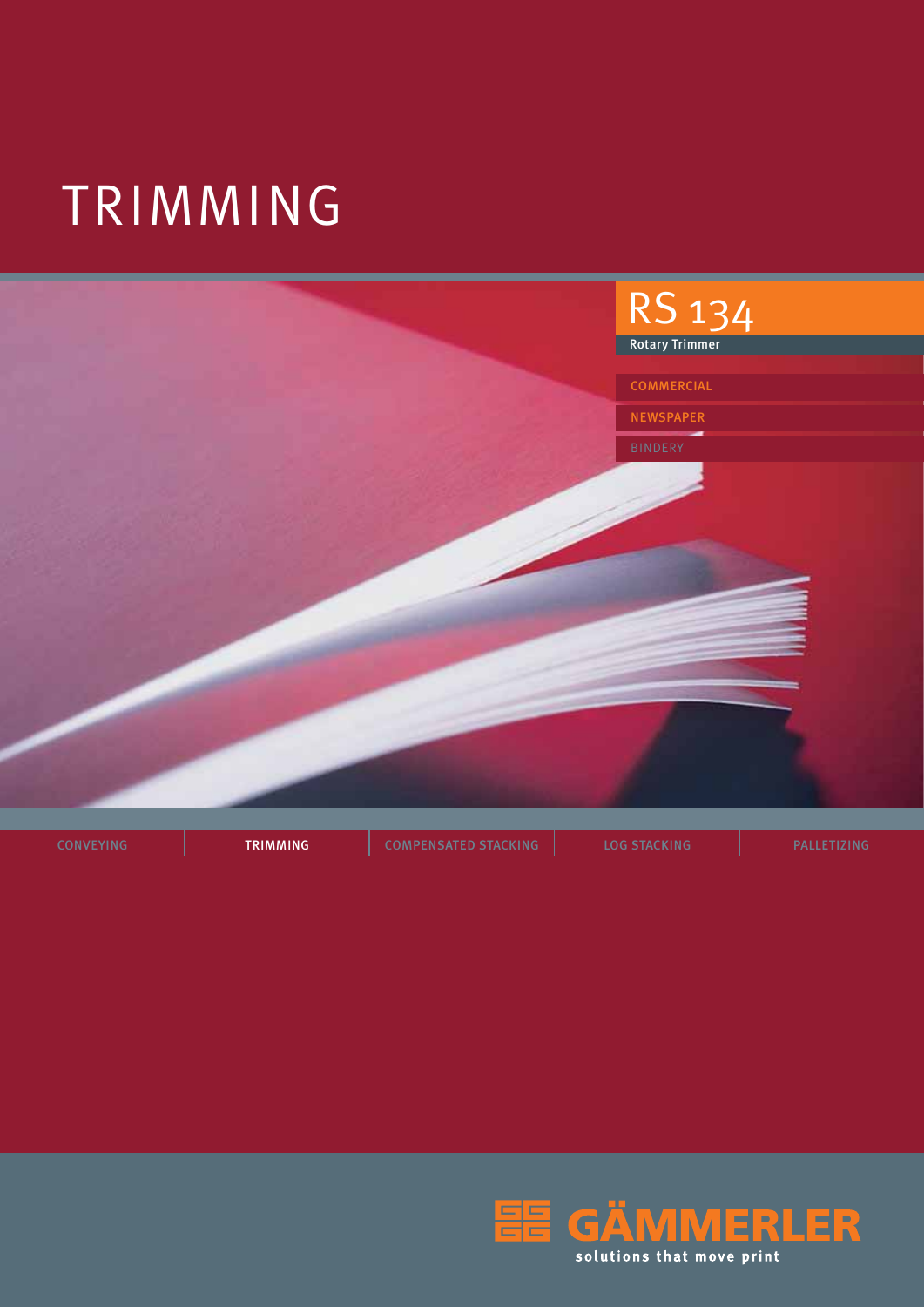# TRIMMING

## RS 134

Rotary Trimmer

COMMERCIAL

NEWSPAPER

BINDERY

CONVEYING | TRIMMING | COMPENSATED STACKING | LOG STACKING | PALLETIZING

GÄMMERLER

solutions that move print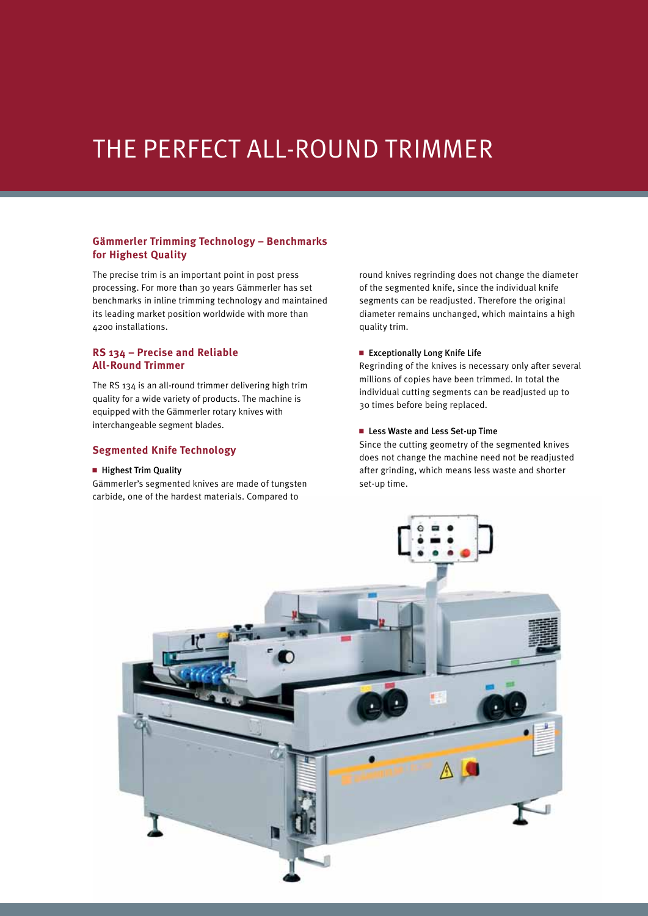# THE PERFECT ALL-ROUND TRIMMER

## Gämmerler Trimming Technology – Benchmarks for Highest Quality

The precise trim is an important point in post press processing. For more than 30 years Gämmerler has set benchmarks in inline trimming technology and maintained its leading market position worldwide with more than 4200 installations.

## RS 134 – Precise and Reliable All-Round Trimmer

The RS 134 is an all-round trimmer delivering high trim quality for a wide variety of products. The machine is equipped with the Gämmerler rotary knives with interchangeable segment blades.

## Segmented Knife Technology

- **Highest Trim Quality**

Gämmerler's segmented knives are made of tungsten carbide, one of the hardest materials. Compared to round knives regrinding does not change the diameter of the segmented knife, since the individual knife segments can be readjusted. Therefore the original diameter remains unchanged, which maintains a high quality trim.

- **Exceptionally Long Knife Life**

Regrinding of the knives is necessary only after several millions of copies have been trimmed. In total the individual cutting segments can be readjusted up to 30 times before being replaced.

- **Less Waste and Less Set-up Time**

Since the cutting geometry of the segmented knives does not change the machine need not be readjusted after grinding, which means less waste and shorter set-up time.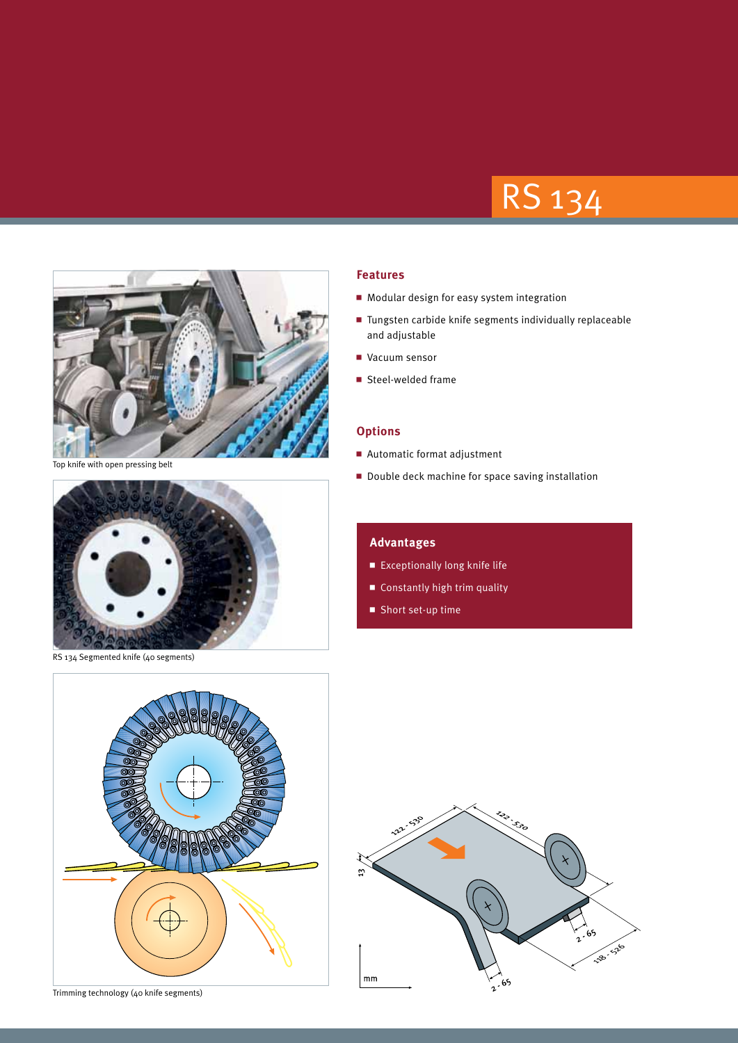# RS 134

Top knife with open pressing belt

RS 134 Segmented knife (40 segments)

Trimming technology (40 knife segments)

## Features

- Modular design for easy system integration
- Tungsten carbide knife segments individually replaceable and adjustable
- Vacuum sensor
- Steel-welded frame

## Options

- Automatic format adjustment
- Double deck machine for space saving installation

## Advantages

- Exceptionally long knife life
- Constantly high trim quality
- Short set-up time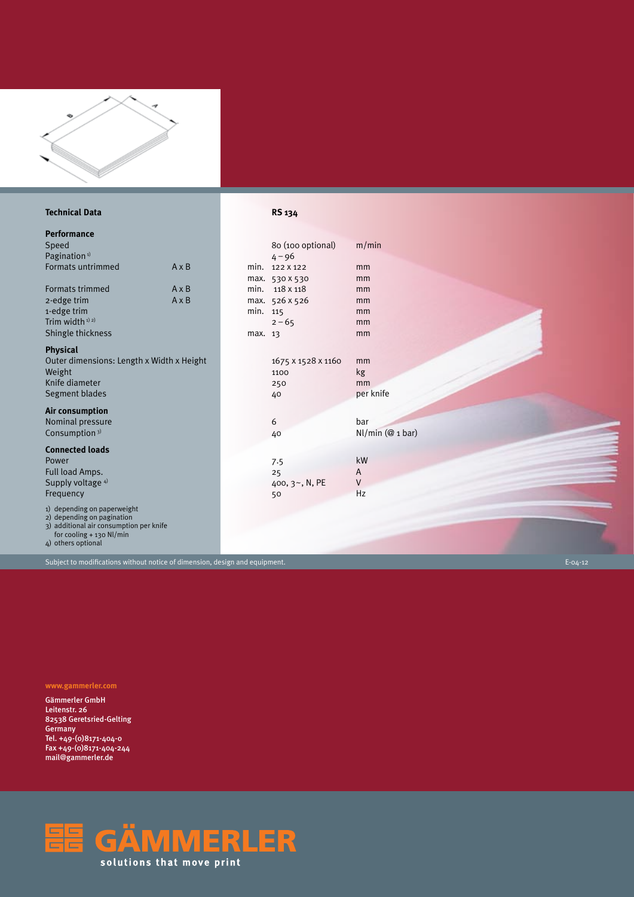## Technical Data

| | | | RS 134 | |
|---|---|---|---|---|
| **Performance** | | | | |
| Speed | | | 80 (100 optional) | m/min |
| Pagination [1] | | | 4 – 96 | |
| Formats untrimmed | A x B | min. | 122 x 122 | mm |
| | | max. | 530 x 530 | mm |
| Formats trimmed | A x B | min. | 118 x 118 | mm |
| 2-edge trim | A x B | max. | 526 x 526 | mm |
| 1-edge trim | | min. | 115 | mm |
| Trim width [1,2] | | | 2 – 65 | mm |
| Shingle thickness | | max. | 13 | mm |
| **Physical** | | | | |
| Outer dimensions: Length x Width x Height | | | 1675 x 1528 x 1160 | mm |
| Weight | | | 1100 | kg |
| Knife diameter | | | 250 | mm |
| Segment blades | | | 40 | per knife |
| **Air consumption** | | | | |
| Nominal pressure | | | 6 | bar |
| Consumption [3] | | | 40 | Nl/min (@ 1 bar) |
| **Connected loads** | | | | |
| Power | | | 7.5 | kW |
| Full load Amps. | | | 25 | A |
| Supply voltage [4] | | | 400, 3~, N, PE | V |
| Frequency | | | 50 | Hz |

1) depending on paperweight
2) depending on pagination
3) additional air consumption per knife for cooling + 130 Nl/min
4) others optional

Subject to modifications without notice of dimension, design and equipment.

E-04-12

www.gammerler.com

Gämmerler GmbH
Leitenstr. 26
82538 Geretsried-Gelting
Germany
Tel. +49-(0)8171-404-0
Fax +49-(0)8171-404-244
mail@gammerler.de

GÄMMERLER
solutions that move print